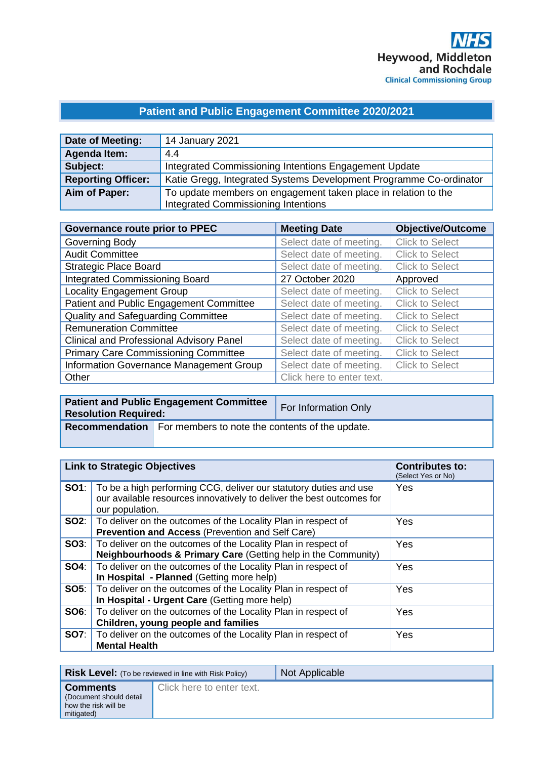NHS
Heywood, Middleton and Rochdale
Clinical Commissioning Group

# Patient and Public Engagement Committee 2020/2021

| | |
|---|---|
| **Date of Meeting:** | 14 January 2021 |
| **Agenda Item:** | 4.4 |
| **Subject:** | Integrated Commissioning Intentions Engagement Update |
| **Reporting Officer:** | Katie Gregg, Integrated Systems Development Programme Co-ordinator |
| **Aim of Paper:** | To update members on engagement taken place in relation to the Integrated Commissioning Intentions |

| Governance route prior to PPEC | Meeting Date | Objective/Outcome |
|---|---|---|
| Governing Body | Select date of meeting. | Click to Select |
| Audit Committee | Select date of meeting. | Click to Select |
| Strategic Place Board | Select date of meeting. | Click to Select |
| Integrated Commissioning Board | 27 October 2020 | Approved |
| Locality Engagement Group | Select date of meeting. | Click to Select |
| Patient and Public Engagement Committee | Select date of meeting. | Click to Select |
| Quality and Safeguarding Committee | Select date of meeting. | Click to Select |
| Remuneration Committee | Select date of meeting. | Click to Select |
| Clinical and Professional Advisory Panel | Select date of meeting. | Click to Select |
| Primary Care Commissioning Committee | Select date of meeting. | Click to Select |
| Information Governance Management Group | Select date of meeting. | Click to Select |
| Other | Click here to enter text. | |

| | |
|---|---|
| **Patient and Public Engagement Committee Resolution Required:** | For Information Only |
| **Recommendation** | For members to note the contents of the update. |

| Link to Strategic Objectives | | Contributes to: (Select Yes or No) |
|---|---|---|
| **SO1**: | To be a high performing CCG, deliver our statutory duties and use our available resources innovatively to deliver the best outcomes for our population. | Yes |
| **SO2**: | To deliver on the outcomes of the Locality Plan in respect of **Prevention and Access** (Prevention and Self Care) | Yes |
| **SO3**: | To deliver on the outcomes of the Locality Plan in respect of **Neighbourhoods & Primary Care** (Getting help in the Community) | Yes |
| **SO4**: | To deliver on the outcomes of the Locality Plan in respect of **In Hospital - Planned** (Getting more help) | Yes |
| **SO5**: | To deliver on the outcomes of the Locality Plan in respect of **In Hospital - Urgent Care** (Getting more help) | Yes |
| **SO6**: | To deliver on the outcomes of the Locality Plan in respect of **Children, young people and families** | Yes |
| **SO7**: | To deliver on the outcomes of the Locality Plan in respect of **Mental Health** | Yes |

| | |
|---|---|
| **Risk Level:** (To be reviewed in line with Risk Policy) | Not Applicable |
| **Comments** (Document should detail how the risk will be mitigated) | Click here to enter text. |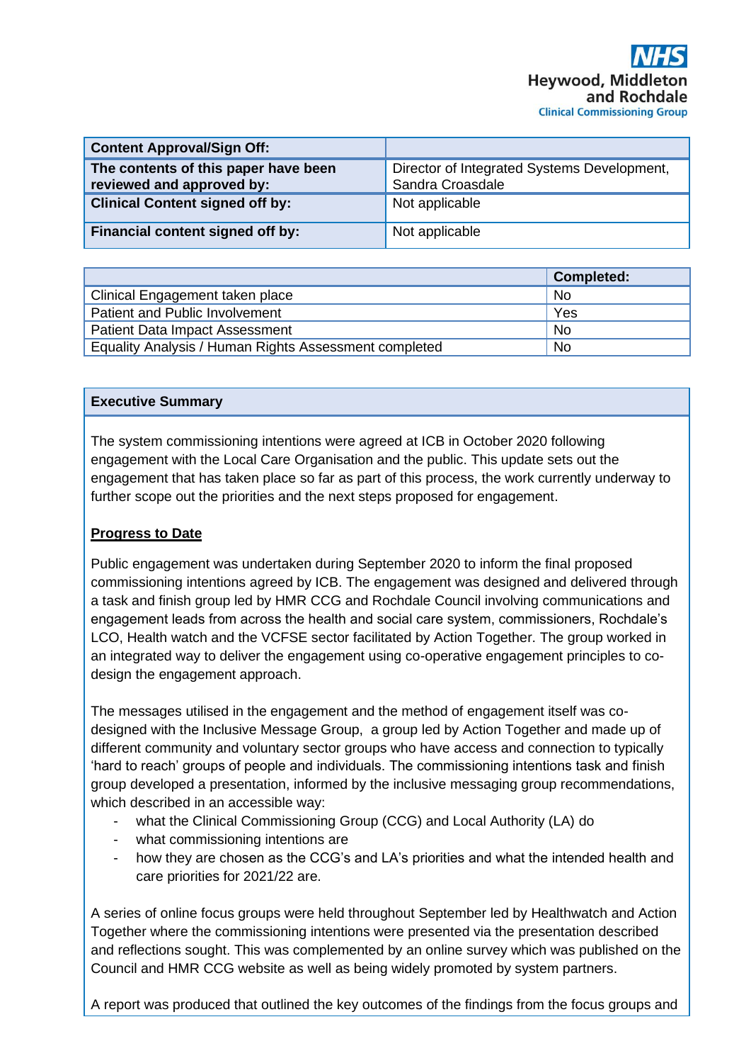| Content Approval/Sign Off: | |
|---|---|
| **The contents of this paper have been reviewed and approved by:** | Director of Integrated Systems Development, Sandra Croasdale |
| **Clinical Content signed off by:** | Not applicable |
| **Financial content signed off by:** | Not applicable |

| | Completed: |
|---|---|
| Clinical Engagement taken place | No |
| Patient and Public Involvement | Yes |
| Patient Data Impact Assessment | No |
| Equality Analysis / Human Rights Assessment completed | No |

**Executive Summary**

The system commissioning intentions were agreed at ICB in October 2020 following engagement with the Local Care Organisation and the public. This update sets out the engagement that has taken place so far as part of this process, the work currently underway to further scope out the priorities and the next steps proposed for engagement.

**Progress to Date**

Public engagement was undertaken during September 2020 to inform the final proposed commissioning intentions agreed by ICB. The engagement was designed and delivered through a task and finish group led by HMR CCG and Rochdale Council involving communications and engagement leads from across the health and social care system, commissioners, Rochdale's LCO, Health watch and the VCFSE sector facilitated by Action Together. The group worked in an integrated way to deliver the engagement using co-operative engagement principles to co-design the engagement approach.

The messages utilised in the engagement and the method of engagement itself was co-designed with the Inclusive Message Group, a group led by Action Together and made up of different community and voluntary sector groups who have access and connection to typically 'hard to reach' groups of people and individuals. The commissioning intentions task and finish group developed a presentation, informed by the inclusive messaging group recommendations, which described in an accessible way:

- what the Clinical Commissioning Group (CCG) and Local Authority (LA) do
- what commissioning intentions are
- how they are chosen as the CCG's and LA's priorities and what the intended health and care priorities for 2021/22 are.

A series of online focus groups were held throughout September led by Healthwatch and Action Together where the commissioning intentions were presented via the presentation described and reflections sought. This was complemented by an online survey which was published on the Council and HMR CCG website as well as being widely promoted by system partners.

A report was produced that outlined the key outcomes of the findings from the focus groups and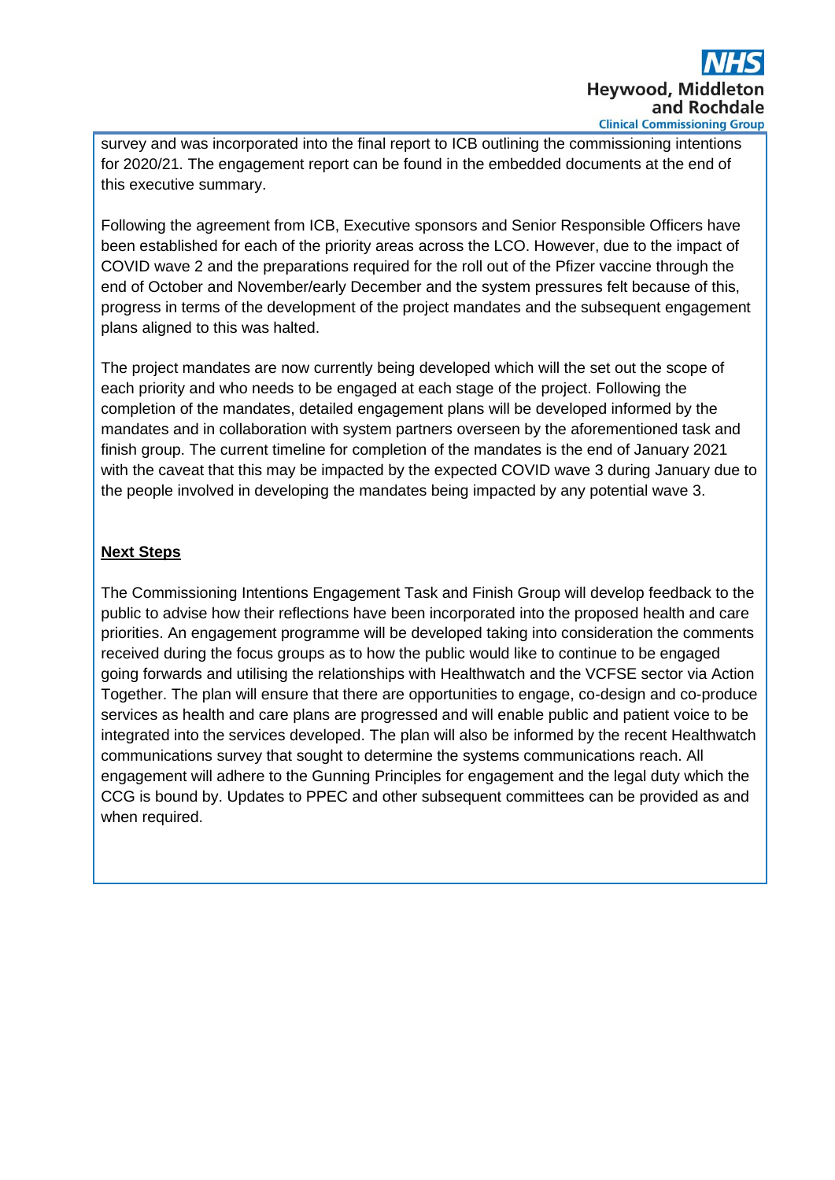survey and was incorporated into the final report to ICB outlining the commissioning intentions for 2020/21. The engagement report can be found in the embedded documents at the end of this executive summary.

Following the agreement from ICB, Executive sponsors and Senior Responsible Officers have been established for each of the priority areas across the LCO. However, due to the impact of COVID wave 2 and the preparations required for the roll out of the Pfizer vaccine through the end of October and November/early December and the system pressures felt because of this, progress in terms of the development of the project mandates and the subsequent engagement plans aligned to this was halted.

The project mandates are now currently being developed which will the set out the scope of each priority and who needs to be engaged at each stage of the project. Following the completion of the mandates, detailed engagement plans will be developed informed by the mandates and in collaboration with system partners overseen by the aforementioned task and finish group. The current timeline for completion of the mandates is the end of January 2021 with the caveat that this may be impacted by the expected COVID wave 3 during January due to the people involved in developing the mandates being impacted by any potential wave 3.

**Next Steps**

The Commissioning Intentions Engagement Task and Finish Group will develop feedback to the public to advise how their reflections have been incorporated into the proposed health and care priorities. An engagement programme will be developed taking into consideration the comments received during the focus groups as to how the public would like to continue to be engaged going forwards and utilising the relationships with Healthwatch and the VCFSE sector via Action Together. The plan will ensure that there are opportunities to engage, co-design and co-produce services as health and care plans are progressed and will enable public and patient voice to be integrated into the services developed. The plan will also be informed by the recent Healthwatch communications survey that sought to determine the systems communications reach. All engagement will adhere to the Gunning Principles for engagement and the legal duty which the CCG is bound by. Updates to PPEC and other subsequent committees can be provided as and when required.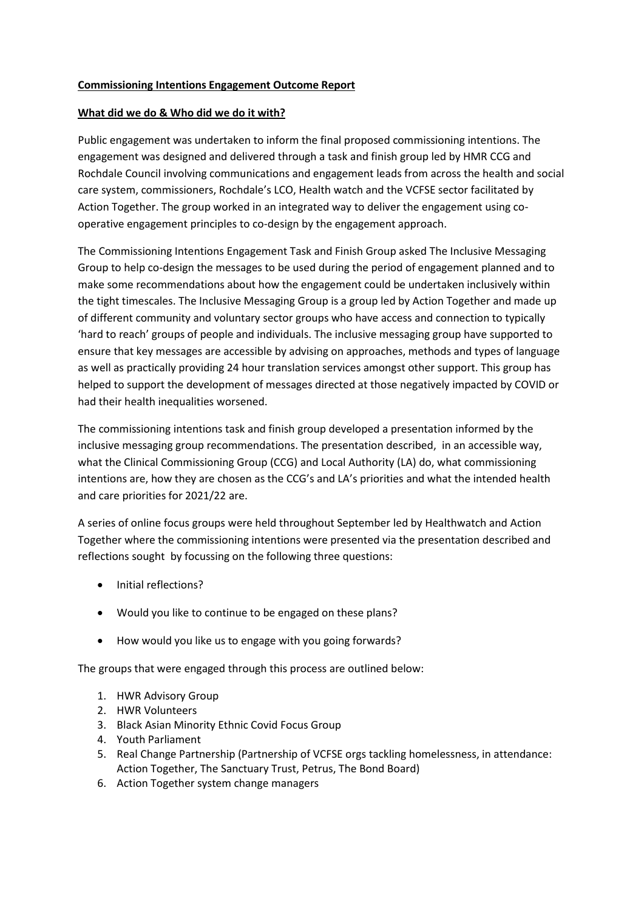**Commissioning Intentions Engagement Outcome Report**

**What did we do & Who did we do it with?**

Public engagement was undertaken to inform the final proposed commissioning intentions. The engagement was designed and delivered through a task and finish group led by HMR CCG and Rochdale Council involving communications and engagement leads from across the health and social care system, commissioners, Rochdale's LCO, Health watch and the VCFSE sector facilitated by Action Together. The group worked in an integrated way to deliver the engagement using co-operative engagement principles to co-design by the engagement approach.

The Commissioning Intentions Engagement Task and Finish Group asked The Inclusive Messaging Group to help co-design the messages to be used during the period of engagement planned and to make some recommendations about how the engagement could be undertaken inclusively within the tight timescales. The Inclusive Messaging Group is a group led by Action Together and made up of different community and voluntary sector groups who have access and connection to typically 'hard to reach' groups of people and individuals. The inclusive messaging group have supported to ensure that key messages are accessible by advising on approaches, methods and types of language as well as practically providing 24 hour translation services amongst other support. This group has helped to support the development of messages directed at those negatively impacted by COVID or had their health inequalities worsened.

The commissioning intentions task and finish group developed a presentation informed by the inclusive messaging group recommendations. The presentation described, in an accessible way, what the Clinical Commissioning Group (CCG) and Local Authority (LA) do, what commissioning intentions are, how they are chosen as the CCG's and LA's priorities and what the intended health and care priorities for 2021/22 are.

A series of online focus groups were held throughout September led by Healthwatch and Action Together where the commissioning intentions were presented via the presentation described and reflections sought by focussing on the following three questions:

- Initial reflections?
- Would you like to continue to be engaged on these plans?
- How would you like us to engage with you going forwards?

The groups that were engaged through this process are outlined below:

1. HWR Advisory Group
2. HWR Volunteers
3. Black Asian Minority Ethnic Covid Focus Group
4. Youth Parliament
5. Real Change Partnership (Partnership of VCFSE orgs tackling homelessness, in attendance: Action Together, The Sanctuary Trust, Petrus, The Bond Board)
6. Action Together system change managers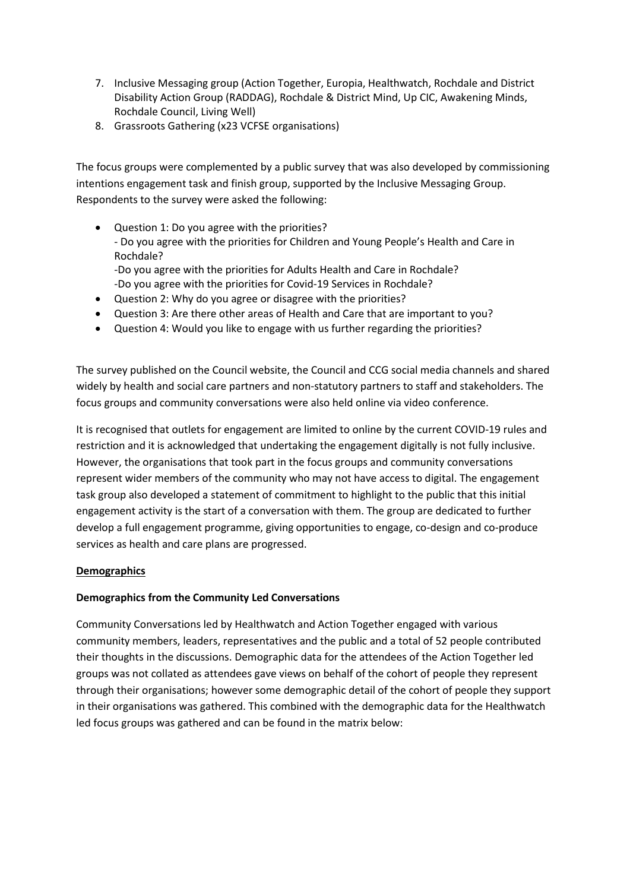7. Inclusive Messaging group (Action Together, Europia, Healthwatch, Rochdale and District Disability Action Group (RADDAG), Rochdale & District Mind, Up CIC, Awakening Minds, Rochdale Council, Living Well)
8. Grassroots Gathering (x23 VCFSE organisations)

The focus groups were complemented by a public survey that was also developed by commissioning intentions engagement task and finish group, supported by the Inclusive Messaging Group. Respondents to the survey were asked the following:

- Question 1: Do you agree with the priorities?
  - Do you agree with the priorities for Children and Young People's Health and Care in Rochdale?
  -Do you agree with the priorities for Adults Health and Care in Rochdale?
  -Do you agree with the priorities for Covid-19 Services in Rochdale?
- Question 2: Why do you agree or disagree with the priorities?
- Question 3: Are there other areas of Health and Care that are important to you?
- Question 4: Would you like to engage with us further regarding the priorities?

The survey published on the Council website, the Council and CCG social media channels and shared widely by health and social care partners and non-statutory partners to staff and stakeholders. The focus groups and community conversations were also held online via video conference.

It is recognised that outlets for engagement are limited to online by the current COVID-19 rules and restriction and it is acknowledged that undertaking the engagement digitally is not fully inclusive. However, the organisations that took part in the focus groups and community conversations represent wider members of the community who may not have access to digital. The engagement task group also developed a statement of commitment to highlight to the public that this initial engagement activity is the start of a conversation with them. The group are dedicated to further develop a full engagement programme, giving opportunities to engage, co-design and co-produce services as health and care plans are progressed.

## Demographics

### Demographics from the Community Led Conversations

Community Conversations led by Healthwatch and Action Together engaged with various community members, leaders, representatives and the public and a total of 52 people contributed their thoughts in the discussions. Demographic data for the attendees of the Action Together led groups was not collated as attendees gave views on behalf of the cohort of people they represent through their organisations; however some demographic detail of the cohort of people they support in their organisations was gathered. This combined with the demographic data for the Healthwatch led focus groups was gathered and can be found in the matrix below: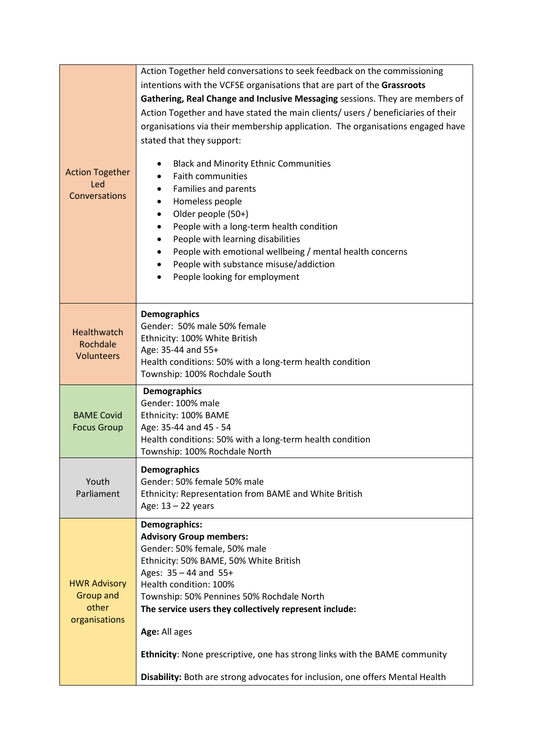| | |
|---|---|
| Action Together Led Conversations | Action Together held conversations to seek feedback on the commissioning intentions with the VCFSE organisations that are part of the **Grassroots Gathering, Real Change and Inclusive Messaging** sessions. They are members of Action Together and have stated the main clients/ users / beneficiaries of their organisations via their membership application. The organisations engaged have stated that they support:<br><br>• Black and Minority Ethnic Communities<br>• Faith communities<br>• Families and parents<br>• Homeless people<br>• Older people (50+)<br>• People with a long-term health condition<br>• People with learning disabilities<br>• People with emotional wellbeing / mental health concerns<br>• People with substance misuse/addiction<br>• People looking for employment |
| Healthwatch Rochdale Volunteers | **Demographics**<br>Gender: 50% male 50% female<br>Ethnicity: 100% White British<br>Age: 35-44 and 55+<br>Health conditions: 50% with a long-term health condition<br>Township: 100% Rochdale South |
| BAME Covid Focus Group | **Demographics**<br>Gender: 100% male<br>Ethnicity: 100% BAME<br>Age: 35-44 and 45 - 54<br>Health conditions: 50% with a long-term health condition<br>Township: 100% Rochdale North |
| Youth Parliament | **Demographics**<br>Gender: 50% female 50% male<br>Ethnicity: Representation from BAME and White British<br>Age: 13 – 22 years |
| HWR Advisory Group and other organisations | **Demographics:**<br>**Advisory Group members:**<br>Gender: 50% female, 50% male<br>Ethnicity: 50% BAME, 50% White British<br>Ages: 35 – 44 and 55+<br>Health condition: 100%<br>Township: 50% Pennines 50% Rochdale North<br>**The service users they collectively represent include:**<br><br>**Age:** All ages<br><br>**Ethnicity**: None prescriptive, one has strong links with the BAME community<br><br>**Disability:** Both are strong advocates for inclusion, one offers Mental Health |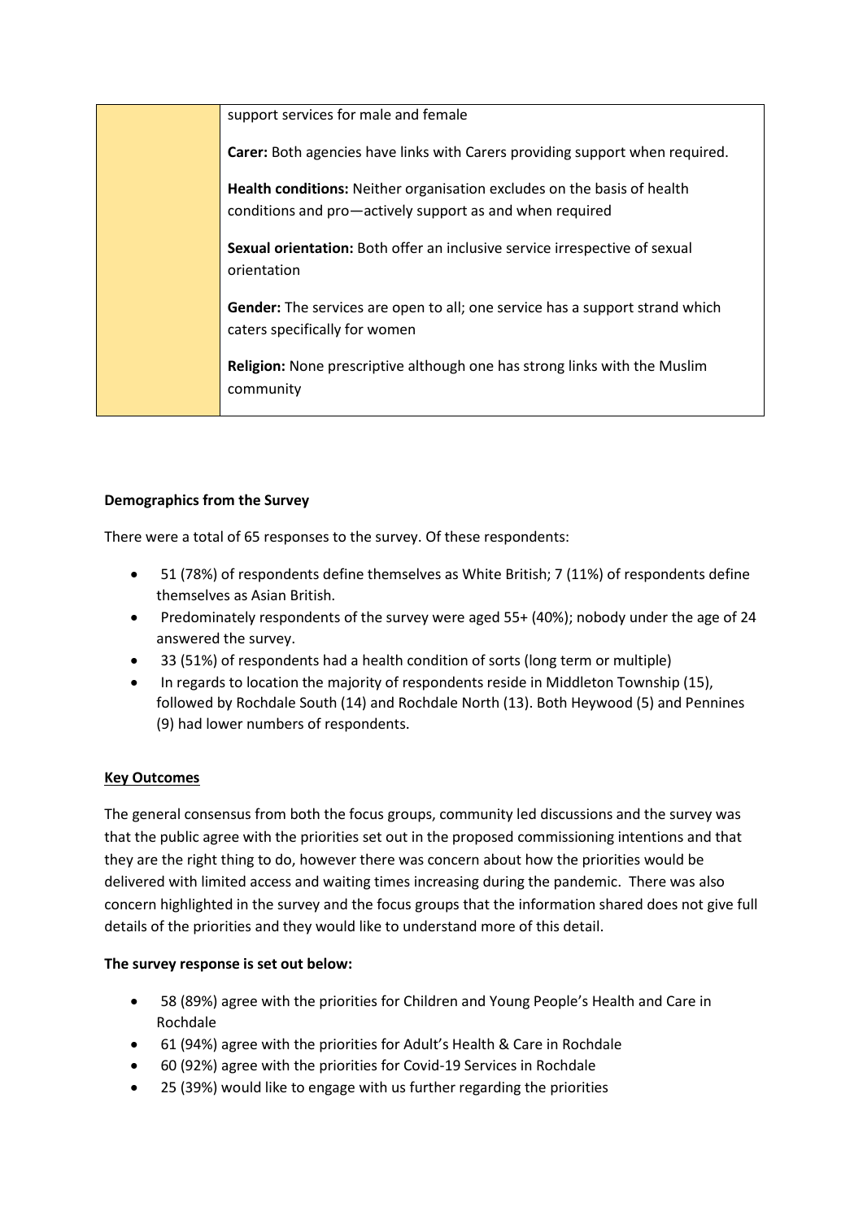| | support services for male and female<br><br>**Carer:** Both agencies have links with Carers providing support when required.<br><br>**Health conditions:** Neither organisation excludes on the basis of health conditions and pro—actively support as and when required<br><br>**Sexual orientation:** Both offer an inclusive service irrespective of sexual orientation<br><br>**Gender:** The services are open to all; one service has a support strand which caters specifically for women<br><br>**Religion:** None prescriptive although one has strong links with the Muslim community |
|---|---|

**Demographics from the Survey**

There were a total of 65 responses to the survey. Of these respondents:

- 51 (78%) of respondents define themselves as White British; 7 (11%) of respondents define themselves as Asian British.
- Predominately respondents of the survey were aged 55+ (40%); nobody under the age of 24 answered the survey.
- 33 (51%) of respondents had a health condition of sorts (long term or multiple)
- In regards to location the majority of respondents reside in Middleton Township (15), followed by Rochdale South (14) and Rochdale North (13). Both Heywood (5) and Pennines (9) had lower numbers of respondents.

**Key Outcomes**

The general consensus from both the focus groups, community led discussions and the survey was that the public agree with the priorities set out in the proposed commissioning intentions and that they are the right thing to do, however there was concern about how the priorities would be delivered with limited access and waiting times increasing during the pandemic. There was also concern highlighted in the survey and the focus groups that the information shared does not give full details of the priorities and they would like to understand more of this detail.

**The survey response is set out below:**

- 58 (89%) agree with the priorities for Children and Young People's Health and Care in Rochdale
- 61 (94%) agree with the priorities for Adult's Health & Care in Rochdale
- 60 (92%) agree with the priorities for Covid-19 Services in Rochdale
- 25 (39%) would like to engage with us further regarding the priorities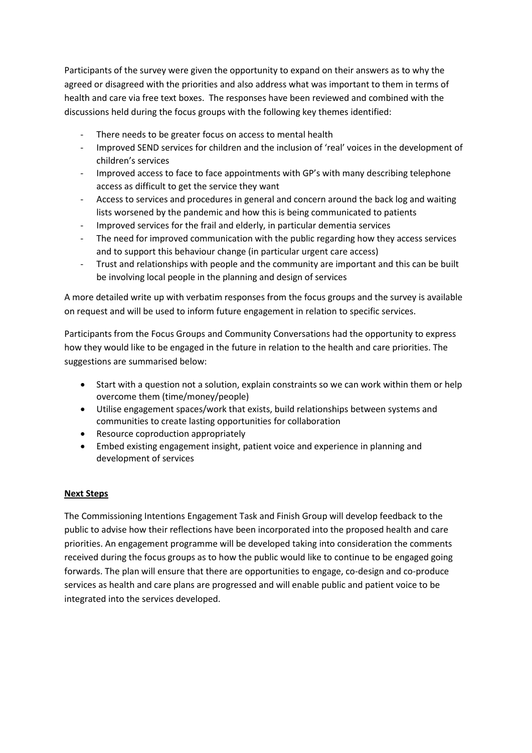Participants of the survey were given the opportunity to expand on their answers as to why the agreed or disagreed with the priorities and also address what was important to them in terms of health and care via free text boxes. The responses have been reviewed and combined with the discussions held during the focus groups with the following key themes identified:

- There needs to be greater focus on access to mental health
- Improved SEND services for children and the inclusion of 'real' voices in the development of children's services
- Improved access to face to face appointments with GP's with many describing telephone access as difficult to get the service they want
- Access to services and procedures in general and concern around the back log and waiting lists worsened by the pandemic and how this is being communicated to patients
- Improved services for the frail and elderly, in particular dementia services
- The need for improved communication with the public regarding how they access services and to support this behaviour change (in particular urgent care access)
- Trust and relationships with people and the community are important and this can be built be involving local people in the planning and design of services

A more detailed write up with verbatim responses from the focus groups and the survey is available on request and will be used to inform future engagement in relation to specific services.

Participants from the Focus Groups and Community Conversations had the opportunity to express how they would like to be engaged in the future in relation to the health and care priorities. The suggestions are summarised below:

- Start with a question not a solution, explain constraints so we can work within them or help overcome them (time/money/people)
- Utilise engagement spaces/work that exists, build relationships between systems and communities to create lasting opportunities for collaboration
- Resource coproduction appropriately
- Embed existing engagement insight, patient voice and experience in planning and development of services

**Next Steps**

The Commissioning Intentions Engagement Task and Finish Group will develop feedback to the public to advise how their reflections have been incorporated into the proposed health and care priorities. An engagement programme will be developed taking into consideration the comments received during the focus groups as to how the public would like to continue to be engaged going forwards. The plan will ensure that there are opportunities to engage, co-design and co-produce services as health and care plans are progressed and will enable public and patient voice to be integrated into the services developed.